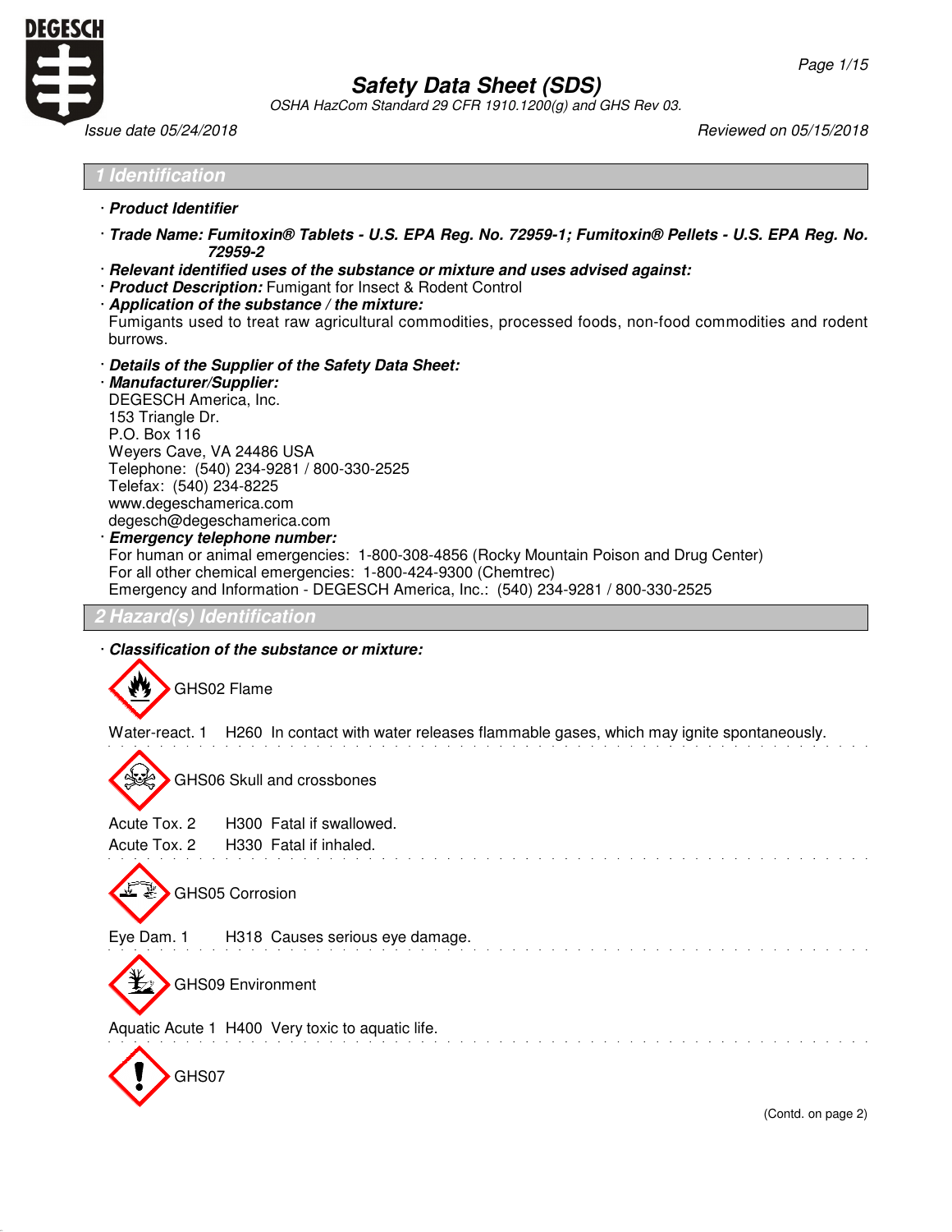# Safety Data Sheet (SDS)

*OSHA HazCom Standard 29 CFR 1910.1200(g) and GHS Rev 03.*

*Issue date 05/24/2018* *Reviewed on 05/15/2018*

## 1 Identification

· **Product Identifier**

· ***Trade Name: Fumitoxin® Tablets - U.S. EPA Reg. No. 72959-1; Fumitoxin® Pellets - U.S. EPA Reg. No. 72959-2***

· ***Relevant identified uses of the substance or mixture and uses advised against:***

· ***Product Description:*** Fumigant for Insect & Rodent Control

· ***Application of the substance / the mixture:***
Fumigants used to treat raw agricultural commodities, processed foods, non-food commodities and rodent burrows.

· ***Details of the Supplier of the Safety Data Sheet:***

· ***Manufacturer/Supplier:***
DEGESCH America, Inc.
153 Triangle Dr.
P.O. Box 116
Weyers Cave, VA 24486 USA
Telephone: (540) 234-9281 / 800-330-2525
Telefax: (540) 234-8225
www.degeschamerica.com
degesch@degeschamerica.com

· ***Emergency telephone number:***
For human or animal emergencies: 1-800-308-4856 (Rocky Mountain Poison and Drug Center)
For all other chemical emergencies: 1-800-424-9300 (Chemtrec)
Emergency and Information - DEGESCH America, Inc.: (540) 234-9281 / 800-330-2525

## 2 Hazard(s) Identification

· ***Classification of the substance or mixture:***

GHS02 Flame

Water-react. 1 H260 In contact with water releases flammable gases, which may ignite spontaneously.

GHS06 Skull and crossbones

Acute Tox. 2 H300 Fatal if swallowed.
Acute Tox. 2 H330 Fatal if inhaled.

GHS05 Corrosion

Eye Dam. 1 H318 Causes serious eye damage.

GHS09 Environment

Aquatic Acute 1 H400 Very toxic to aquatic life.

GHS07

(Contd. on page 2)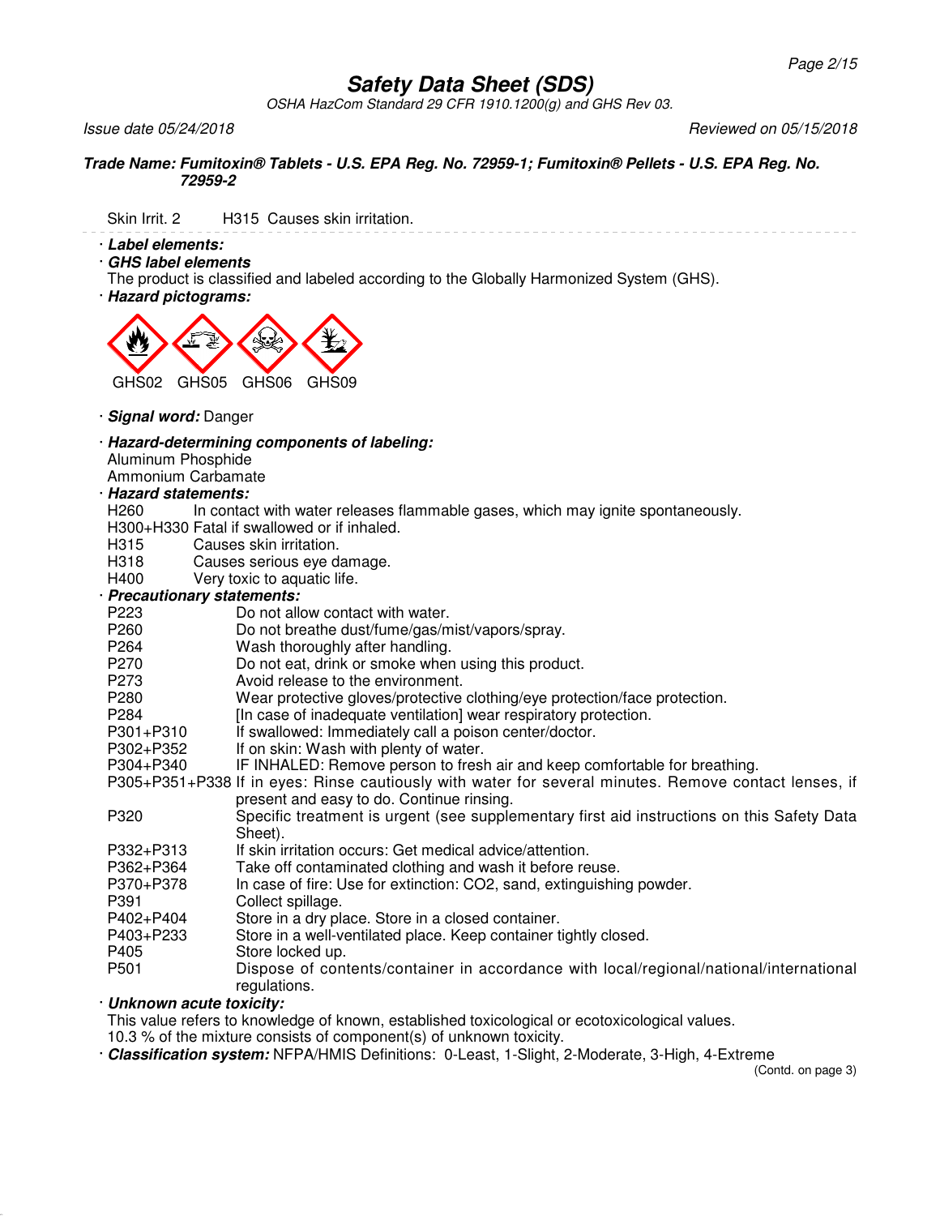# Safety Data Sheet (SDS)

OSHA HazCom Standard 29 CFR 1910.1200(g) and GHS Rev 03.

*Issue date 05/24/2018* *Reviewed on 05/15/2018*

***Trade Name: Fumitoxin® Tablets - U.S. EPA Reg. No. 72959-1; Fumitoxin® Pellets - U.S. EPA Reg. No. 72959-2***

Skin Irrit. 2 H315 Causes skin irritation.

· ***Label elements:***

· ***GHS label elements***

The product is classified and labeled according to the Globally Harmonized System (GHS).

· ***Hazard pictograms:***

GHS02 GHS05 GHS06 GHS09

· ***Signal word:*** Danger

· ***Hazard-determining components of labeling:***

Aluminum Phosphide
Ammonium Carbamate

· ***Hazard statements:***

| | |
|---|---|
| H260 | In contact with water releases flammable gases, which may ignite spontaneously. |
| H300+H330 | Fatal if swallowed or if inhaled. |
| H315 | Causes skin irritation. |
| H318 | Causes serious eye damage. |
| H400 | Very toxic to aquatic life. |

· ***Precautionary statements:***

| | |
|---|---|
| P223 | Do not allow contact with water. |
| P260 | Do not breathe dust/fume/gas/mist/vapors/spray. |
| P264 | Wash thoroughly after handling. |
| P270 | Do not eat, drink or smoke when using this product. |
| P273 | Avoid release to the environment. |
| P280 | Wear protective gloves/protective clothing/eye protection/face protection. |
| P284 | [In case of inadequate ventilation] wear respiratory protection. |
| P301+P310 | If swallowed: Immediately call a poison center/doctor. |
| P302+P352 | If on skin: Wash with plenty of water. |
| P304+P340 | IF INHALED: Remove person to fresh air and keep comfortable for breathing. |
| P305+P351+P338 | If in eyes: Rinse cautiously with water for several minutes. Remove contact lenses, if present and easy to do. Continue rinsing. |
| P320 | Specific treatment is urgent (see supplementary first aid instructions on this Safety Data Sheet). |
| P332+P313 | If skin irritation occurs: Get medical advice/attention. |
| P362+P364 | Take off contaminated clothing and wash it before reuse. |
| P370+P378 | In case of fire: Use for extinction: CO2, sand, extinguishing powder. |
| P391 | Collect spillage. |
| P402+P404 | Store in a dry place. Store in a closed container. |
| P403+P233 | Store in a well-ventilated place. Keep container tightly closed. |
| P405 | Store locked up. |
| P501 | Dispose of contents/container in accordance with local/regional/national/international regulations. |

· ***Unknown acute toxicity:***

This value refers to knowledge of known, established toxicological or ecotoxicological values.
10.3 % of the mixture consists of component(s) of unknown toxicity.

· ***Classification system:*** NFPA/HMIS Definitions: 0-Least, 1-Slight, 2-Moderate, 3-High, 4-Extreme

(Contd. on page 3)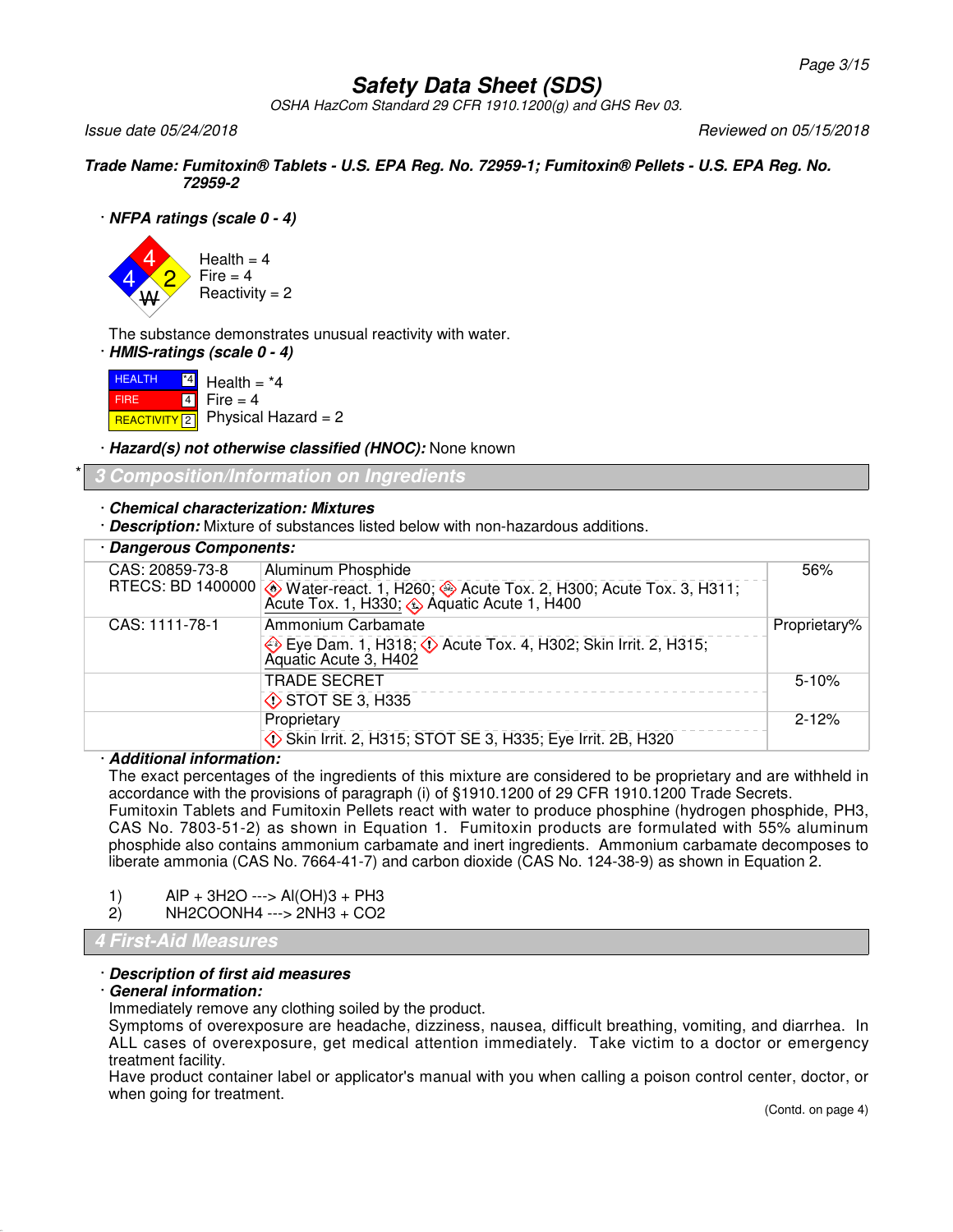# Safety Data Sheet (SDS)

*OSHA HazCom Standard 29 CFR 1910.1200(g) and GHS Rev 03.*

*Issue date 05/24/2018* *Reviewed on 05/15/2018*

***Trade Name: Fumitoxin® Tablets - U.S. EPA Reg. No. 72959-1; Fumitoxin® Pellets - U.S. EPA Reg. No. 72959-2***

· ***NFPA ratings (scale 0 - 4)***

Health = 4
Fire = 4
Reactivity = 2

The substance demonstrates unusual reactivity with water.

· ***HMIS-ratings (scale 0 - 4)***

HEALTH *4 Health = *4
FIRE 4 Fire = 4
REACTIVITY 2 Physical Hazard = 2

· ***Hazard(s) not otherwise classified (HNOC):*** None known

## 3 Composition/Information on Ingredients

· ***Chemical characterization: Mixtures***

· ***Description:*** Mixture of substances listed below with non-hazardous additions.

· ***Dangerous Components:***

| | | |
|---|---|---|
| CAS: 20859-73-8<br>RTECS: BD 1400000 | Aluminum Phosphide<br>Water-react. 1, H260; Acute Tox. 2, H300; Acute Tox. 3, H311; Acute Tox. 1, H330; Aquatic Acute 1, H400 | 56% |
| CAS: 1111-78-1 | Ammonium Carbamate<br>Eye Dam. 1, H318; Acute Tox. 4, H302; Skin Irrit. 2, H315; Aquatic Acute 3, H402 | Proprietary% |
| | TRADE SECRET<br>STOT SE 3, H335 | 5-10% |
| | Proprietary<br>Skin Irrit. 2, H315; STOT SE 3, H335; Eye Irrit. 2B, H320 | 2-12% |

· ***Additional information:***

The exact percentages of the ingredients of this mixture are considered to be proprietary and are withheld in accordance with the provisions of paragraph (i) of §1910.1200 of 29 CFR 1910.1200 Trade Secrets.
Fumitoxin Tablets and Fumitoxin Pellets react with water to produce phosphine (hydrogen phosphide, PH3, CAS No. 7803-51-2) as shown in Equation 1. Fumitoxin products are formulated with 55% aluminum phosphide also contains ammonium carbamate and inert ingredients. Ammonium carbamate decomposes to liberate ammonia (CAS No. 7664-41-7) and carbon dioxide (CAS No. 124-38-9) as shown in Equation 2.

1) $AlP + 3H_2O \rightarrow Al(OH)_3 + PH_3$
2) $NH_2COONH_4 \rightarrow 2NH_3 + CO_2$

## 4 First-Aid Measures

· ***Description of first aid measures***

· ***General information:***

Immediately remove any clothing soiled by the product.
Symptoms of overexposure are headache, dizziness, nausea, difficult breathing, vomiting, and diarrhea. In ALL cases of overexposure, get medical attention immediately. Take victim to a doctor or emergency treatment facility.
Have product container label or applicator's manual with you when calling a poison control center, doctor, or when going for treatment.

(Contd. on page 4)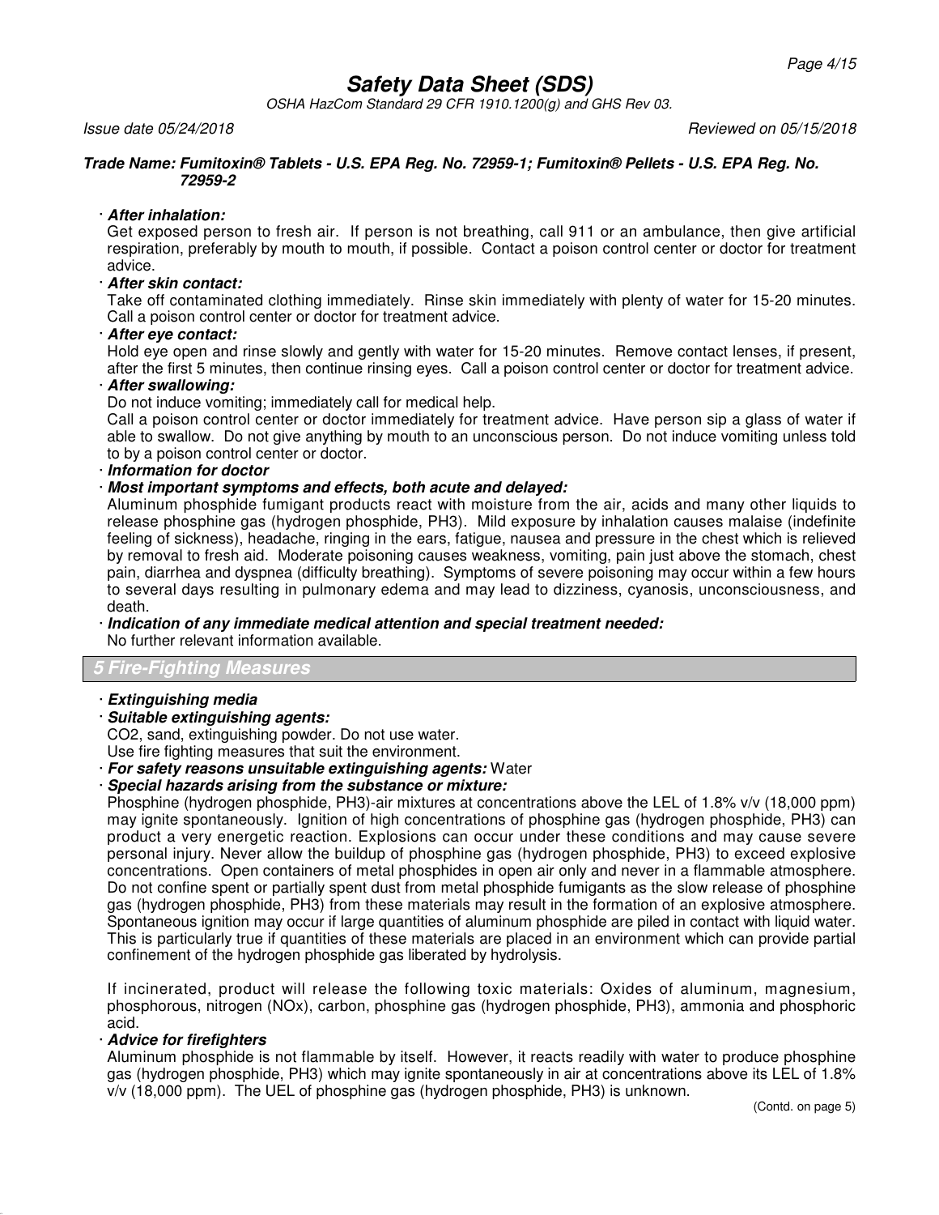· ***After inhalation:***
Get exposed person to fresh air. If person is not breathing, call 911 or an ambulance, then give artificial respiration, preferably by mouth to mouth, if possible. Contact a poison control center or doctor for treatment advice.

· ***After skin contact:***
Take off contaminated clothing immediately. Rinse skin immediately with plenty of water for 15-20 minutes. Call a poison control center or doctor for treatment advice.

· ***After eye contact:***
Hold eye open and rinse slowly and gently with water for 15-20 minutes. Remove contact lenses, if present, after the first 5 minutes, then continue rinsing eyes. Call a poison control center or doctor for treatment advice.

· ***After swallowing:***
Do not induce vomiting; immediately call for medical help.
Call a poison control center or doctor immediately for treatment advice. Have person sip a glass of water if able to swallow. Do not give anything by mouth to an unconscious person. Do not induce vomiting unless told to by a poison control center or doctor.

· ***Information for doctor***

· ***Most important symptoms and effects, both acute and delayed:***
Aluminum phosphide fumigant products react with moisture from the air, acids and many other liquids to release phosphine gas (hydrogen phosphide, $PH_3$). Mild exposure by inhalation causes malaise (indefinite feeling of sickness), headache, ringing in the ears, fatigue, nausea and pressure in the chest which is relieved by removal to fresh aid. Moderate poisoning causes weakness, vomiting, pain just above the stomach, chest pain, diarrhea and dyspnea (difficulty breathing). Symptoms of severe poisoning may occur within a few hours to several days resulting in pulmonary edema and may lead to dizziness, cyanosis, unconsciousness, and death.

· ***Indication of any immediate medical attention and special treatment needed:***
No further relevant information available.

## 5 Fire-Fighting Measures

· ***Extinguishing media***

· ***Suitable extinguishing agents:***
$CO_2$, sand, extinguishing powder. Do not use water.
Use fire fighting measures that suit the environment.

· ***For safety reasons unsuitable extinguishing agents:*** Water

· ***Special hazards arising from the substance or mixture:***
Phosphine (hydrogen phosphide, $PH_3$)-air mixtures at concentrations above the LEL of 1.8% v/v (18,000 ppm) may ignite spontaneously. Ignition of high concentrations of phosphine gas (hydrogen phosphide, $PH_3$) can product a very energetic reaction. Explosions can occur under these conditions and may cause severe personal injury. Never allow the buildup of phosphine gas (hydrogen phosphide, $PH_3$) to exceed explosive concentrations. Open containers of metal phosphides in open air only and never in a flammable atmosphere. Do not confine spent or partially spent dust from metal phosphide fumigants as the slow release of phosphine gas (hydrogen phosphide, $PH_3$) from these materials may result in the formation of an explosive atmosphere. Spontaneous ignition may occur if large quantities of aluminum phosphide are piled in contact with liquid water. This is particularly true if quantities of these materials are placed in an environment which can provide partial confinement of the hydrogen phosphide gas liberated by hydrolysis.

If incinerated, product will release the following toxic materials: Oxides of aluminum, magnesium, phosphorous, nitrogen ($NO_x$), carbon, phosphine gas (hydrogen phosphide, $PH_3$), ammonia and phosphoric acid.

· ***Advice for firefighters***
Aluminum phosphide is not flammable by itself. However, it reacts readily with water to produce phosphine gas (hydrogen phosphide, $PH_3$) which may ignite spontaneously in air at concentrations above its LEL of 1.8% v/v (18,000 ppm). The UEL of phosphine gas (hydrogen phosphide, $PH_3$) is unknown.

(Contd. on page 5)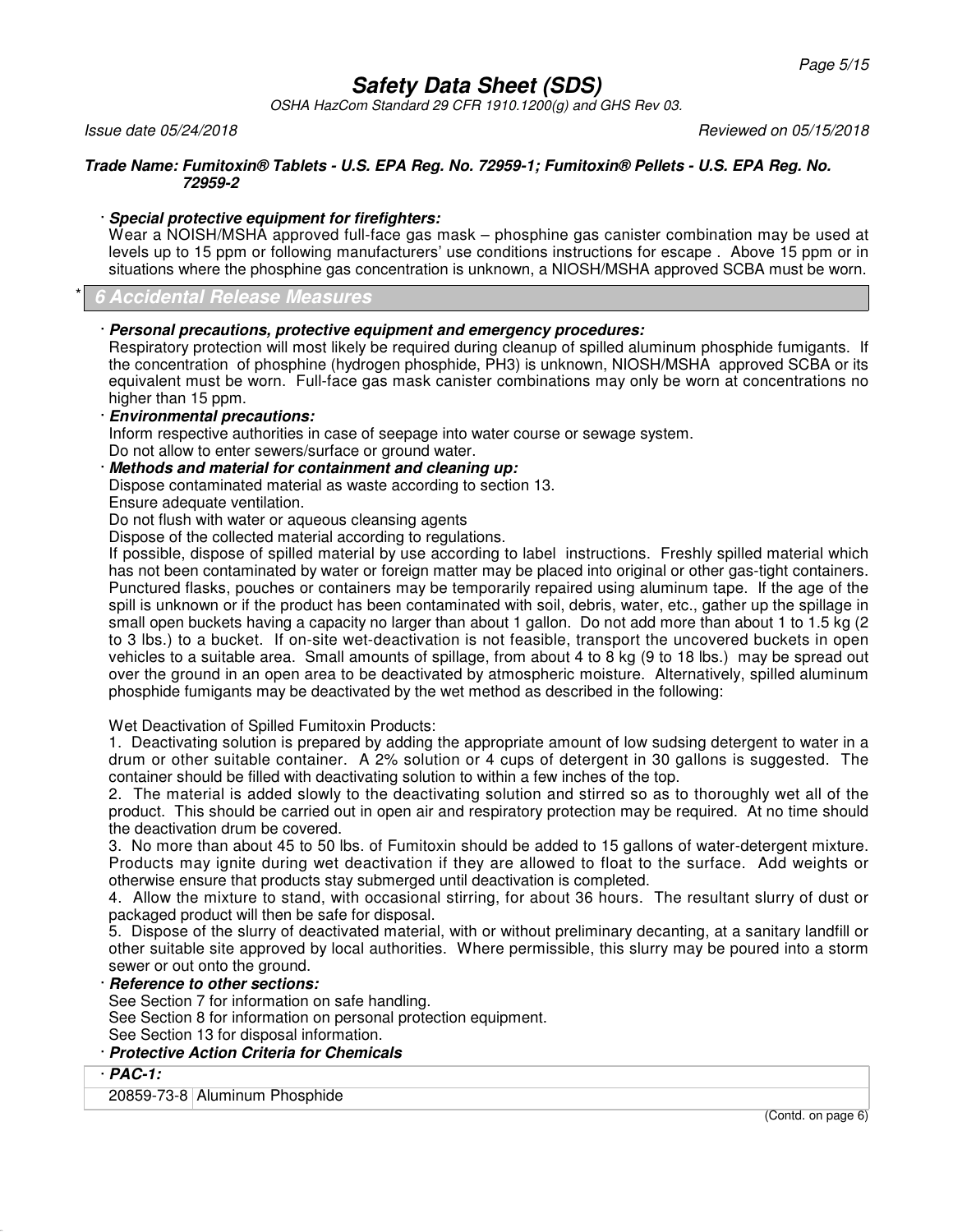**Trade Name: Fumitoxin® Tablets - U.S. EPA Reg. No. 72959-1; Fumitoxin® Pellets - U.S. EPA Reg. No. 72959-2**

· ***Special protective equipment for firefighters:***
Wear a NOISH/MSHA approved full-face gas mask – phosphine gas canister combination may be used at levels up to 15 ppm or following manufacturers' use conditions instructions for escape . Above 15 ppm or in situations where the phosphine gas concentration is unknown, a NIOSH/MSHA approved SCBA must be worn.

## * 6 Accidental Release Measures

· ***Personal precautions, protective equipment and emergency procedures:***
Respiratory protection will most likely be required during cleanup of spilled aluminum phosphide fumigants. If the concentration of phosphine (hydrogen phosphide, $PH_3$) is unknown, NIOSH/MSHA approved SCBA or its equivalent must be worn. Full-face gas mask canister combinations may only be worn at concentrations no higher than 15 ppm.

· ***Environmental precautions:***
Inform respective authorities in case of seepage into water course or sewage system.
Do not allow to enter sewers/surface or ground water.

· ***Methods and material for containment and cleaning up:***
Dispose contaminated material as waste according to section 13.
Ensure adequate ventilation.
Do not flush with water or aqueous cleansing agents
Dispose of the collected material according to regulations.
If possible, dispose of spilled material by use according to label instructions. Freshly spilled material which has not been contaminated by water or foreign matter may be placed into original or other gas-tight containers. Punctured flasks, pouches or containers may be temporarily repaired using aluminum tape. If the age of the spill is unknown or if the product has been contaminated with soil, debris, water, etc., gather up the spillage in small open buckets having a capacity no larger than about 1 gallon. Do not add more than about 1 to 1.5 kg (2 to 3 lbs.) to a bucket. If on-site wet-deactivation is not feasible, transport the uncovered buckets in open vehicles to a suitable area. Small amounts of spillage, from about 4 to 8 kg (9 to 18 lbs.) may be spread out over the ground in an open area to be deactivated by atmospheric moisture. Alternatively, spilled aluminum phosphide fumigants may be deactivated by the wet method as described in the following:

Wet Deactivation of Spilled Fumitoxin Products:

1. Deactivating solution is prepared by adding the appropriate amount of low sudsing detergent to water in a drum or other suitable container. A 2% solution or 4 cups of detergent in 30 gallons is suggested. The container should be filled with deactivating solution to within a few inches of the top.
2. The material is added slowly to the deactivating solution and stirred so as to thoroughly wet all of the product. This should be carried out in open air and respiratory protection may be required. At no time should the deactivation drum be covered.
3. No more than about 45 to 50 lbs. of Fumitoxin should be added to 15 gallons of water-detergent mixture. Products may ignite during wet deactivation if they are allowed to float to the surface. Add weights or otherwise ensure that products stay submerged until deactivation is completed.
4. Allow the mixture to stand, with occasional stirring, for about 36 hours. The resultant slurry of dust or packaged product will then be safe for disposal.
5. Dispose of the slurry of deactivated material, with or without preliminary decanting, at a sanitary landfill or other suitable site approved by local authorities. Where permissible, this slurry may be poured into a storm sewer or out onto the ground.

· ***Reference to other sections:***
See Section 7 for information on safe handling.
See Section 8 for information on personal protection equipment.
See Section 13 for disposal information.

· ***Protective Action Criteria for Chemicals***

| · **PAC-1:** | |
|---|---|
| 20859-73-8 | Aluminum Phosphide |

(Contd. on page 6)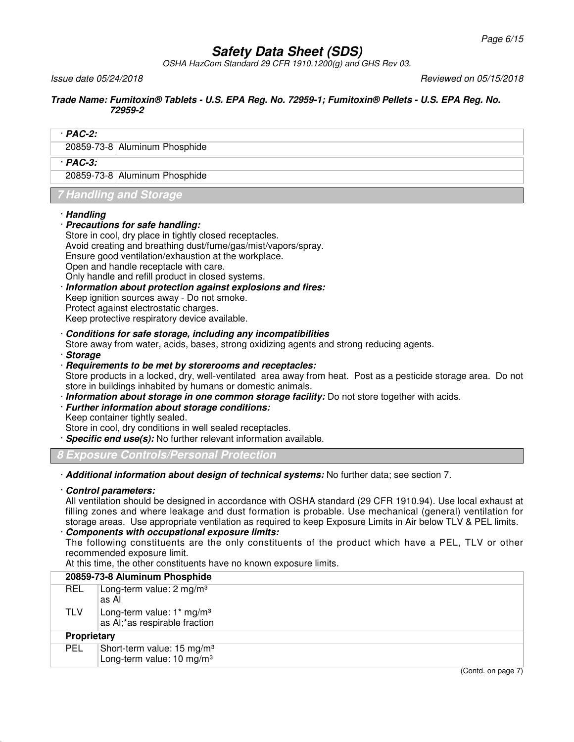· **PAC-2:**

| | |
|---|---|
| 20859-73-8 | Aluminum Phosphide |

· **PAC-3:**

| | |
|---|---|
| 20859-73-8 | Aluminum Phosphide |

## 7 Handling and Storage

· ***Handling***

· ***Precautions for safe handling:***
Store in cool, dry place in tightly closed receptacles.
Avoid creating and breathing dust/fume/gas/mist/vapors/spray.
Ensure good ventilation/exhaustion at the workplace.
Open and handle receptacle with care.
Only handle and refill product in closed systems.

· ***Information about protection against explosions and fires:***
Keep ignition sources away - Do not smoke.
Protect against electrostatic charges.
Keep protective respiratory device available.

· ***Conditions for safe storage, including any incompatibilities***
Store away from water, acids, bases, strong oxidizing agents and strong reducing agents.

· ***Storage***

· ***Requirements to be met by storerooms and receptacles:***
Store products in a locked, dry, well-ventilated area away from heat. Post as a pesticide storage area. Do not store in buildings inhabited by humans or domestic animals.

· ***Information about storage in one common storage facility:*** Do not store together with acids.

· ***Further information about storage conditions:***
Keep container tightly sealed.
Store in cool, dry conditions in well sealed receptacles.

· ***Specific end use(s):*** No further relevant information available.

## 8 Exposure Controls/Personal Protection

· ***Additional information about design of technical systems:*** No further data; see section 7.

· ***Control parameters:***
All ventilation should be designed in accordance with OSHA standard (29 CFR 1910.94). Use local exhaust at filling zones and where leakage and dust formation is probable. Use mechanical (general) ventilation for storage areas. Use appropriate ventilation as required to keep Exposure Limits in Air below TLV & PEL limits.

· ***Components with occupational exposure limits:***
The following constituents are the only constituents of the product which have a PEL, TLV or other recommended exposure limit.
At this time, the other constituents have no known exposure limits.

| **20859-73-8 Aluminum Phosphide** | |
|---|---|
| REL | Long-term value: 2 mg/m³<br>as Al |
| TLV | Long-term value: 1* mg/m³<br>as Al;*as respirable fraction |
| **Proprietary** | |
| PEL | Short-term value: 15 mg/m³<br>Long-term value: 10 mg/m³ |

(Contd. on page 7)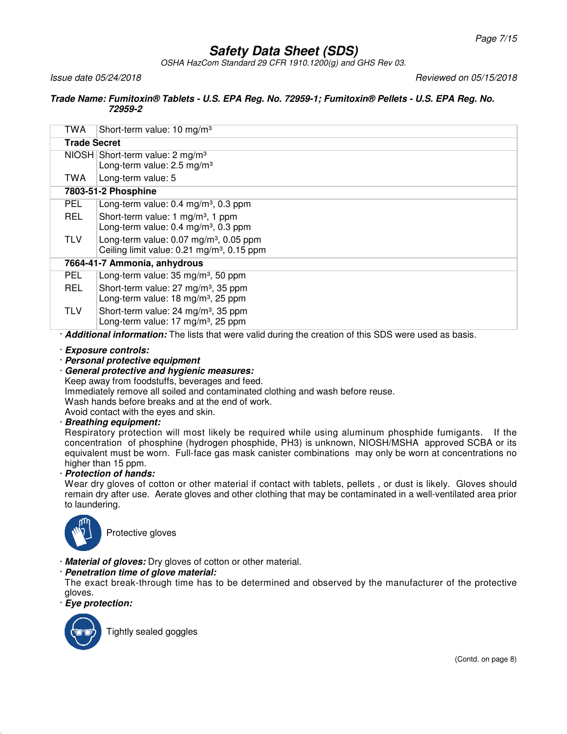**Safety Data Sheet (SDS)**

*OSHA HazCom Standard 29 CFR 1910.1200(g) and GHS Rev 03.*

*Issue date 05/24/2018* *Reviewed on 05/15/2018*

***Trade Name: Fumitoxin® Tablets - U.S. EPA Reg. No. 72959-1; Fumitoxin® Pellets - U.S. EPA Reg. No. 72959-2***

| | |
|---|---|
| TWA | Short-term value: 10 mg/m³ |
| **Trade Secret** | |
| NIOSH | Short-term value: 2 mg/m³<br>Long-term value: 2.5 mg/m³ |
| TWA | Long-term value: 5 |
| **7803-51-2 Phosphine** | |
| PEL | Long-term value: 0.4 mg/m³, 0.3 ppm |
| REL | Short-term value: 1 mg/m³, 1 ppm<br>Long-term value: 0.4 mg/m³, 0.3 ppm |
| TLV | Long-term value: 0.07 mg/m³, 0.05 ppm<br>Ceiling limit value: 0.21 mg/m³, 0.15 ppm |
| **7664-41-7 Ammonia, anhydrous** | |
| PEL | Long-term value: 35 mg/m³, 50 ppm |
| REL | Short-term value: 27 mg/m³, 35 ppm<br>Long-term value: 18 mg/m³, 25 ppm |
| TLV | Short-term value: 24 mg/m³, 35 ppm<br>Long-term value: 17 mg/m³, 25 ppm |

· ***Additional information:*** The lists that were valid during the creation of this SDS were used as basis.

· ***Exposure controls:***

· ***Personal protective equipment***

· ***General protective and hygienic measures:***

Keep away from foodstuffs, beverages and feed.
Immediately remove all soiled and contaminated clothing and wash before reuse.
Wash hands before breaks and at the end of work.
Avoid contact with the eyes and skin.

· ***Breathing equipment:***

Respiratory protection will most likely be required while using aluminum phosphide fumigants. If the concentration of phosphine (hydrogen phosphide, $PH_3$) is unknown, NIOSH/MSHA approved SCBA or its equivalent must be worn. Full-face gas mask canister combinations may only be worn at concentrations no higher than 15 ppm.

· ***Protection of hands:***

Wear dry gloves of cotton or other material if contact with tablets, pellets , or dust is likely. Gloves should remain dry after use. Aerate gloves and other clothing that may be contaminated in a well-ventilated area prior to laundering.

Protective gloves

· ***Material of gloves:*** Dry gloves of cotton or other material.

· ***Penetration time of glove material:***

The exact break-through time has to be determined and observed by the manufacturer of the protective gloves.

· ***Eye protection:***

Tightly sealed goggles

(Contd. on page 8)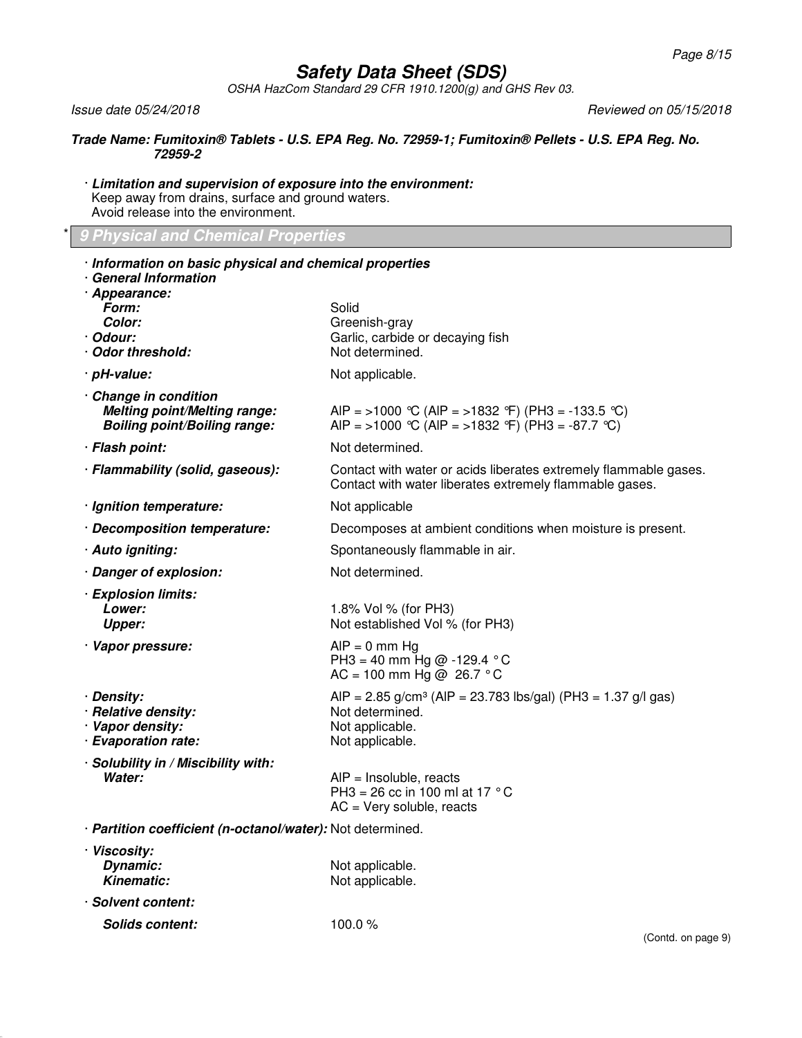**Trade Name: Fumitoxin® Tablets - U.S. EPA Reg. No. 72959-1; Fumitoxin® Pellets - U.S. EPA Reg. No. 72959-2**

· ***Limitation and supervision of exposure into the environment:***
Keep away from drains, surface and ground waters.
Avoid release into the environment.

## * 9 Physical and Chemical Properties

· ***Information on basic physical and chemical properties***
· ***General Information***

| | |
|---|---|
| · ***Appearance:*** | |
| ***Form:*** | Solid |
| ***Color:*** | Greenish-gray |
| · ***Odour:*** | Garlic, carbide or decaying fish |
| · ***Odor threshold:*** | Not determined. |
| · ***pH-value:*** | Not applicable. |
| · ***Change in condition*** | |
| ***Melting point/Melting range:*** | AlP = >1000 °C (AlP = >1832 °F) ($PH_3$ = -133.5 °C) |
| ***Boiling point/Boiling range:*** | AlP = >1000 °C (AlP = >1832 °F) ($PH_3$ = -87.7 °C) |
| · ***Flash point:*** | Not determined. |
| · ***Flammability (solid, gaseous):*** | Contact with water or acids liberates extremely flammable gases. Contact with water liberates extremely flammable gases. |
| · ***Ignition temperature:*** | Not applicable |
| · ***Decomposition temperature:*** | Decomposes at ambient conditions when moisture is present. |
| · ***Auto igniting:*** | Spontaneously flammable in air. |
| · ***Danger of explosion:*** | Not determined. |
| · ***Explosion limits:*** | |
| ***Lower:*** | 1.8% Vol % (for $PH_3$) |
| ***Upper:*** | Not established Vol % (for $PH_3$) |
| · ***Vapor pressure:*** | AlP = 0 mm Hg<br>$PH_3$ = 40 mm Hg @ -129.4 °C<br>AC = 100 mm Hg @ 26.7 °C |
| · ***Density:*** | AlP = 2.85 g/cm³ (AlP = 23.783 lbs/gal) ($PH_3$ = 1.37 g/l gas) |
| · ***Relative density:*** | Not determined. |
| · ***Vapor density:*** | Not applicable. |
| · ***Evaporation rate:*** | Not applicable. |
| · ***Solubility in / Miscibility with:*** | |
| ***Water:*** | AlP = Insoluble, reacts<br>$PH_3$ = 26 cc in 100 ml at 17 °C<br>AC = Very soluble, reacts |
| · ***Partition coefficient (n-octanol/water):*** | Not determined. |
| · ***Viscosity:*** | |
| ***Dynamic:*** | Not applicable. |
| ***Kinematic:*** | Not applicable. |
| · ***Solvent content:*** | |
| ***Solids content:*** | 100.0 % |

(Contd. on page 9)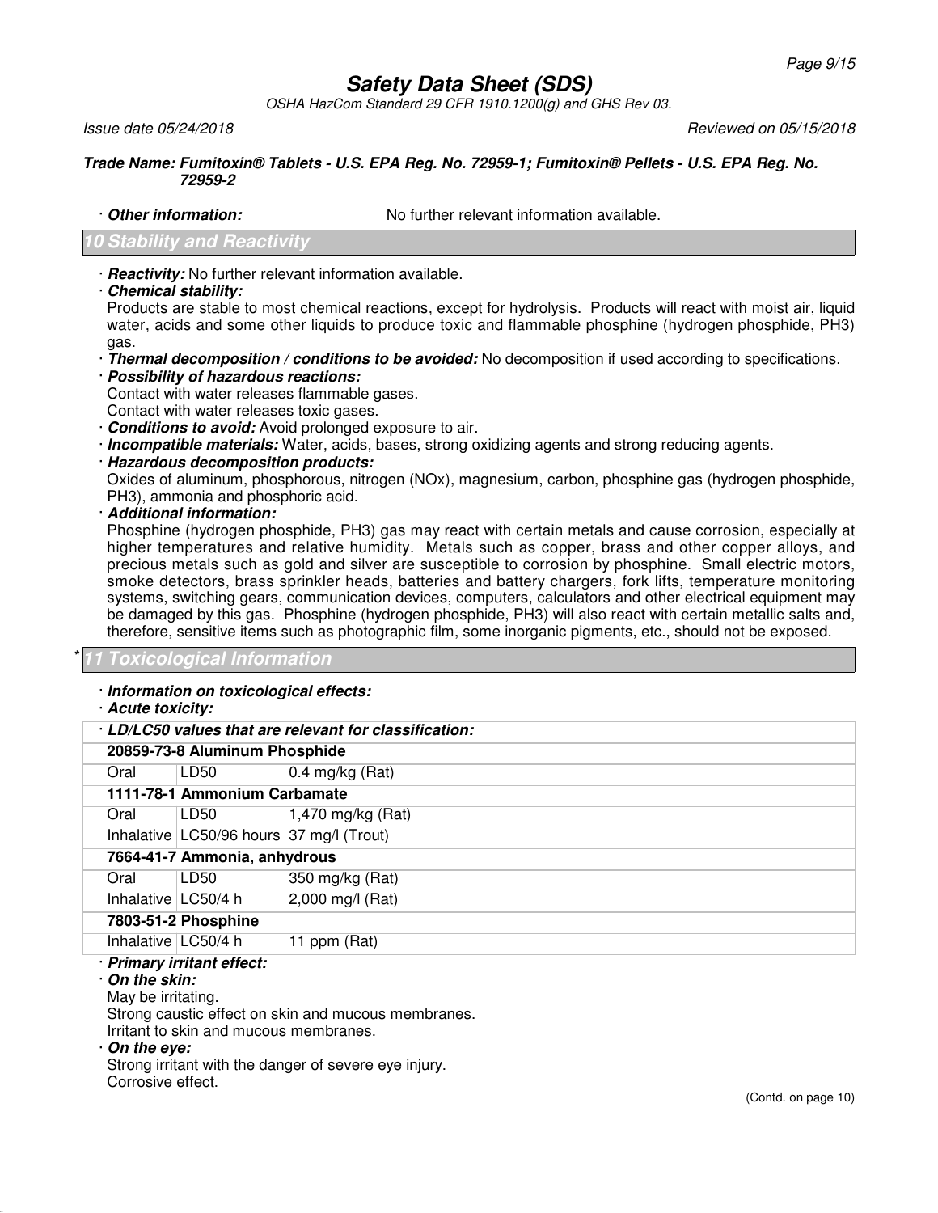**Trade Name: Fumitoxin® Tablets - U.S. EPA Reg. No. 72959-1; Fumitoxin® Pellets - U.S. EPA Reg. No. 72959-2**

· **Other information:** No further relevant information available.

## 10 Stability and Reactivity

· **Reactivity:** No further relevant information available.

· **Chemical stability:**
Products are stable to most chemical reactions, except for hydrolysis. Products will react with moist air, liquid water, acids and some other liquids to produce toxic and flammable phosphine (hydrogen phosphide, PH3) gas.

· **Thermal decomposition / conditions to be avoided:** No decomposition if used according to specifications.

· **Possibility of hazardous reactions:**
Contact with water releases flammable gases.
Contact with water releases toxic gases.

· **Conditions to avoid:** Avoid prolonged exposure to air.

· **Incompatible materials:** Water, acids, bases, strong oxidizing agents and strong reducing agents.

· **Hazardous decomposition products:**
Oxides of aluminum, phosphorous, nitrogen (NOx), magnesium, carbon, phosphine gas (hydrogen phosphide, PH3), ammonia and phosphoric acid.

· **Additional information:**
Phosphine (hydrogen phosphide, PH3) gas may react with certain metals and cause corrosion, especially at higher temperatures and relative humidity. Metals such as copper, brass and other copper alloys, and precious metals such as gold and silver are susceptible to corrosion by phosphine. Small electric motors, smoke detectors, brass sprinkler heads, batteries and battery chargers, fork lifts, temperature monitoring systems, switching gears, communication devices, computers, calculators and other electrical equipment may be damaged by this gas. Phosphine (hydrogen phosphide, PH3) will also react with certain metallic salts and, therefore, sensitive items such as photographic film, some inorganic pigments, etc., should not be exposed.

## * 11 Toxicological Information

· **Information on toxicological effects:**

· **Acute toxicity:**

| · **LD/LC50 values that are relevant for classification:** | | |
|---|---|---|
| **20859-73-8 Aluminum Phosphide** | | |
| Oral | LD50 | 0.4 mg/kg (Rat) |
| **1111-78-1 Ammonium Carbamate** | | |
| Oral | LD50 | 1,470 mg/kg (Rat) |
| Inhalative | LC50/96 hours | 37 mg/l (Trout) |
| **7664-41-7 Ammonia, anhydrous** | | |
| Oral | LD50 | 350 mg/kg (Rat) |
| Inhalative | LC50/4 h | 2,000 mg/l (Rat) |
| **7803-51-2 Phosphine** | | |
| Inhalative | LC50/4 h | 11 ppm (Rat) |

· **Primary irritant effect:**

· **On the skin:**
May be irritating.
Strong caustic effect on skin and mucous membranes.
Irritant to skin and mucous membranes.

· **On the eye:**
Strong irritant with the danger of severe eye injury.
Corrosive effect.

(Contd. on page 10)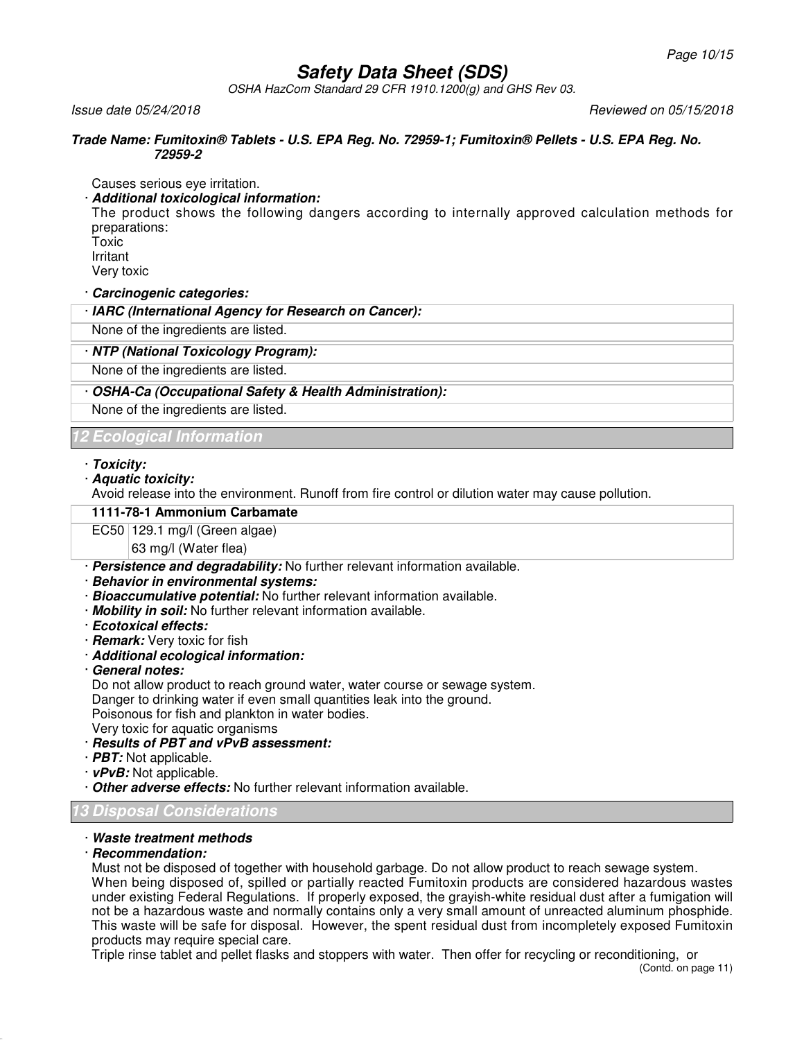Causes serious eye irritation.

· ***Additional toxicological information:***

The product shows the following dangers according to internally approved calculation methods for preparations:
Toxic
Irritant
Very toxic

· ***Carcinogenic categories:***

| · **IARC (International Agency for Research on Cancer):** |
|---|
| None of the ingredients are listed. |

| · **NTP (National Toxicology Program):** |
|---|
| None of the ingredients are listed. |

| · **OSHA-Ca (Occupational Safety & Health Administration):** |
|---|
| None of the ingredients are listed. |

## 12 Ecological Information

· ***Toxicity:***

· ***Aquatic toxicity:***

Avoid release into the environment. Runoff from fire control or dilution water may cause pollution.

| **1111-78-1 Ammonium Carbamate** | |
|---|---|
| EC50 | 129.1 mg/l (Green algae) |
| | 63 mg/l (Water flea) |

· ***Persistence and degradability:*** No further relevant information available.

· ***Behavior in environmental systems:***

· ***Bioaccumulative potential:*** No further relevant information available.

· ***Mobility in soil:*** No further relevant information available.

· ***Ecotoxical effects:***

· ***Remark:*** Very toxic for fish

· ***Additional ecological information:***

· ***General notes:***

Do not allow product to reach ground water, water course or sewage system.
Danger to drinking water if even small quantities leak into the ground.
Poisonous for fish and plankton in water bodies.
Very toxic for aquatic organisms

· ***Results of PBT and vPvB assessment:***

· ***PBT:*** Not applicable.

· ***vPvB:*** Not applicable.

· ***Other adverse effects:*** No further relevant information available.

## 13 Disposal Considerations

· ***Waste treatment methods***

· ***Recommendation:***

Must not be disposed of together with household garbage. Do not allow product to reach sewage system.
When being disposed of, spilled or partially reacted Fumitoxin products are considered hazardous wastes under existing Federal Regulations. If properly exposed, the grayish-white residual dust after a fumigation will not be a hazardous waste and normally contains only a very small amount of unreacted aluminum phosphide. This waste will be safe for disposal. However, the spent residual dust from incompletely exposed Fumitoxin products may require special care.

Triple rinse tablet and pellet flasks and stoppers with water. Then offer for recycling or reconditioning, or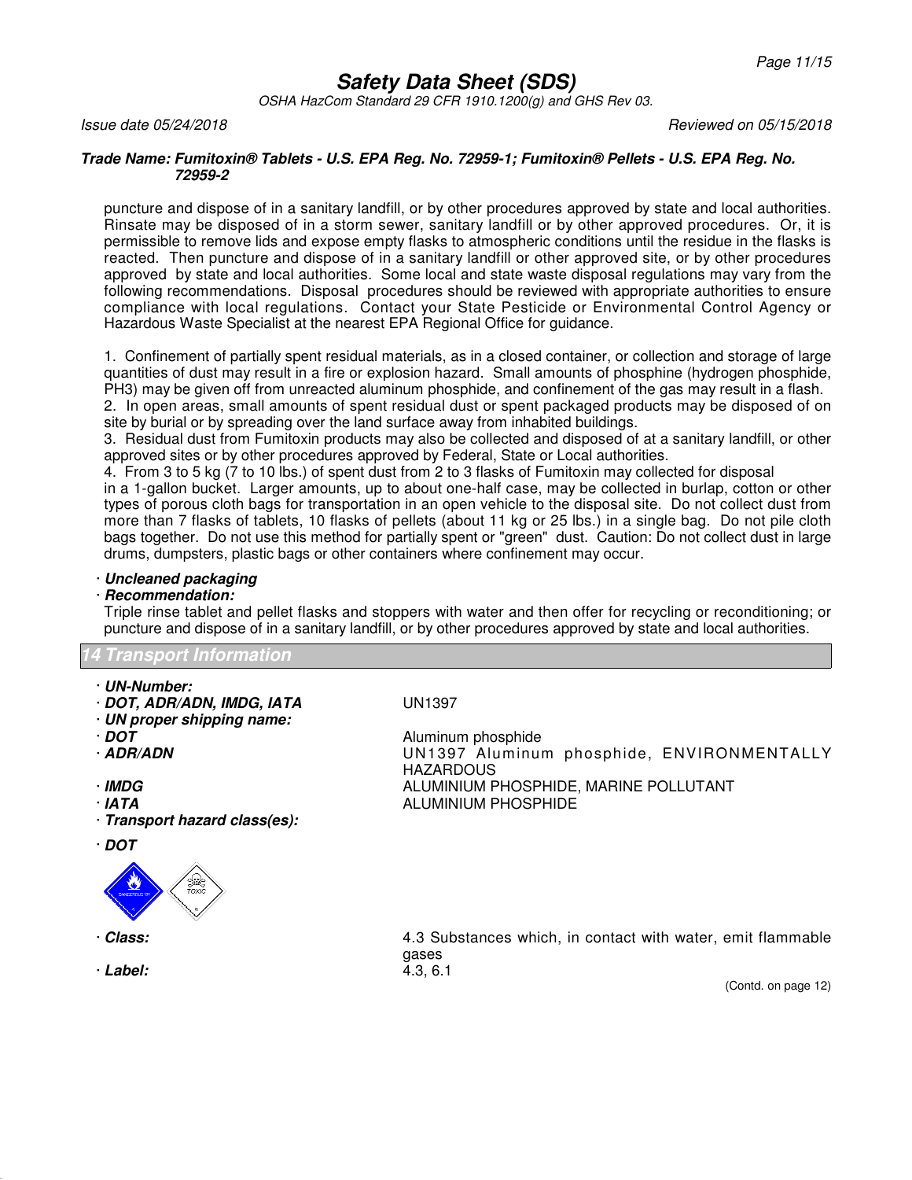puncture and dispose of in a sanitary landfill, or by other procedures approved by state and local authorities. Rinsate may be disposed of in a storm sewer, sanitary landfill or by other approved procedures. Or, it is permissible to remove lids and expose empty flasks to atmospheric conditions until the residue in the flasks is reacted. Then puncture and dispose of in a sanitary landfill or other approved site, or by other procedures approved by state and local authorities. Some local and state waste disposal regulations may vary from the following recommendations. Disposal procedures should be reviewed with appropriate authorities to ensure compliance with local regulations. Contact your State Pesticide or Environmental Control Agency or Hazardous Waste Specialist at the nearest EPA Regional Office for guidance.

1. Confinement of partially spent residual materials, as in a closed container, or collection and storage of large quantities of dust may result in a fire or explosion hazard. Small amounts of phosphine (hydrogen phosphide, $PH_3$) may be given off from unreacted aluminum phosphide, and confinement of the gas may result in a flash.
2. In open areas, small amounts of spent residual dust or spent packaged products may be disposed of on site by burial or by spreading over the land surface away from inhabited buildings.
3. Residual dust from Fumitoxin products may also be collected and disposed of at a sanitary landfill, or other approved sites or by other procedures approved by Federal, State or Local authorities.
4. From 3 to 5 kg (7 to 10 lbs.) of spent dust from 2 to 3 flasks of Fumitoxin may collected for disposal in a 1-gallon bucket. Larger amounts, up to about one-half case, may be collected in burlap, cotton or other types of porous cloth bags for transportation in an open vehicle to the disposal site. Do not collect dust from more than 7 flasks of tablets, 10 flasks of pellets (about 11 kg or 25 lbs.) in a single bag. Do not pile cloth bags together. Do not use this method for partially spent or "green" dust. Caution: Do not collect dust in large drums, dumpsters, plastic bags or other containers where confinement may occur.

· **Uncleaned packaging**
· **Recommendation:**
Triple rinse tablet and pellet flasks and stoppers with water and then offer for recycling or reconditioning; or puncture and dispose of in a sanitary landfill, or by other procedures approved by state and local authorities.

## 14 Transport Information

· **UN-Number:**
· **DOT, ADR/ADN, IMDG, IATA** — UN1397
· **UN proper shipping name:**
· **DOT** — Aluminum phosphide
· **ADR/ADN** — UN1397 Aluminum phosphide, ENVIRONMENTALLY HAZARDOUS
· **IMDG** — ALUMINIUM PHOSPHIDE, MARINE POLLUTANT
· **IATA** — ALUMINIUM PHOSPHIDE
· **Transport hazard class(es):**

· **DOT**

· **Class:** — 4.3 Substances which, in contact with water, emit flammable gases
· **Label:** — 4.3, 6.1

(Contd. on page 12)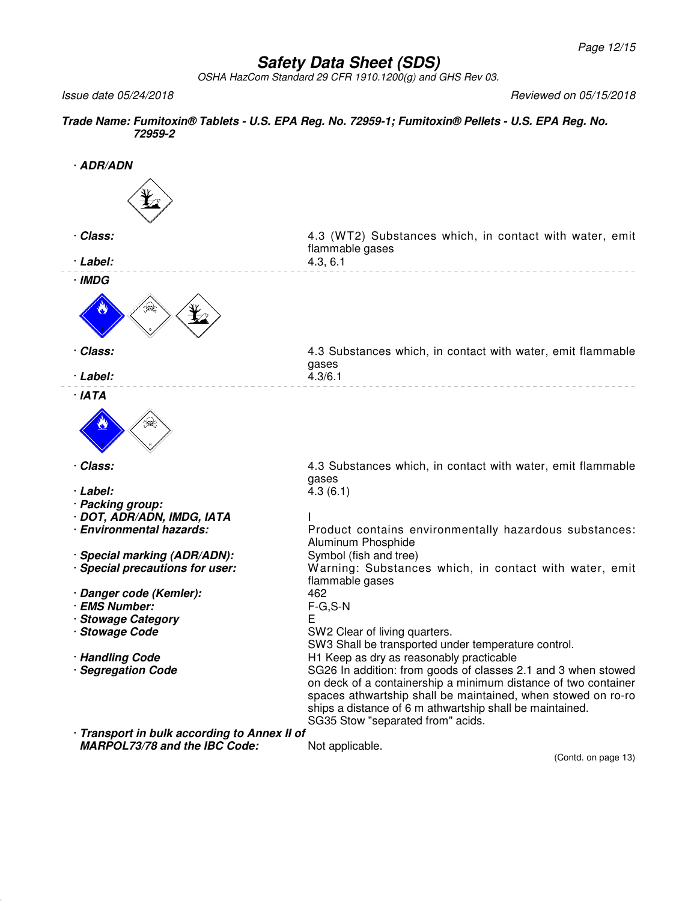# Safety Data Sheet (SDS)

*OSHA HazCom Standard 29 CFR 1910.1200(g) and GHS Rev 03.*

*Issue date 05/24/2018* | *Reviewed on 05/15/2018*

***Trade Name: Fumitoxin® Tablets - U.S. EPA Reg. No. 72959-1; Fumitoxin® Pellets - U.S. EPA Reg. No. 72959-2***

· ***ADR/ADN***

· ***Class:*** 4.3 (WT2) Substances which, in contact with water, emit flammable gases

· ***Label:*** 4.3, 6.1

· ***IMDG***

· ***Class:*** 4.3 Substances which, in contact with water, emit flammable gases

· ***Label:*** 4.3/6.1

· ***IATA***

· ***Class:*** 4.3 Substances which, in contact with water, emit flammable gases

· ***Label:*** 4.3 (6.1)

· ***Packing group:***

· ***DOT, ADR/ADN, IMDG, IATA*** I

· ***Environmental hazards:*** Product contains environmentally hazardous substances: Aluminum Phosphide

· ***Special marking (ADR/ADN):*** Symbol (fish and tree)

· ***Special precautions for user:*** Warning: Substances which, in contact with water, emit flammable gases

· ***Danger code (Kemler):*** 462

· ***EMS Number:*** F-G,S-N

· ***Stowage Category*** E

· ***Stowage Code*** SW2 Clear of living quarters.
SW3 Shall be transported under temperature control.

· ***Handling Code*** H1 Keep as dry as reasonably practicable

· ***Segregation Code*** SG26 In addition: from goods of classes 2.1 and 3 when stowed on deck of a containership a minimum distance of two container spaces athwartship shall be maintained, when stowed on ro-ro ships a distance of 6 m athwartship shall be maintained.
SG35 Stow "separated from" acids.

· ***Transport in bulk according to Annex II of MARPOL73/78 and the IBC Code:*** Not applicable.

(Contd. on page 13)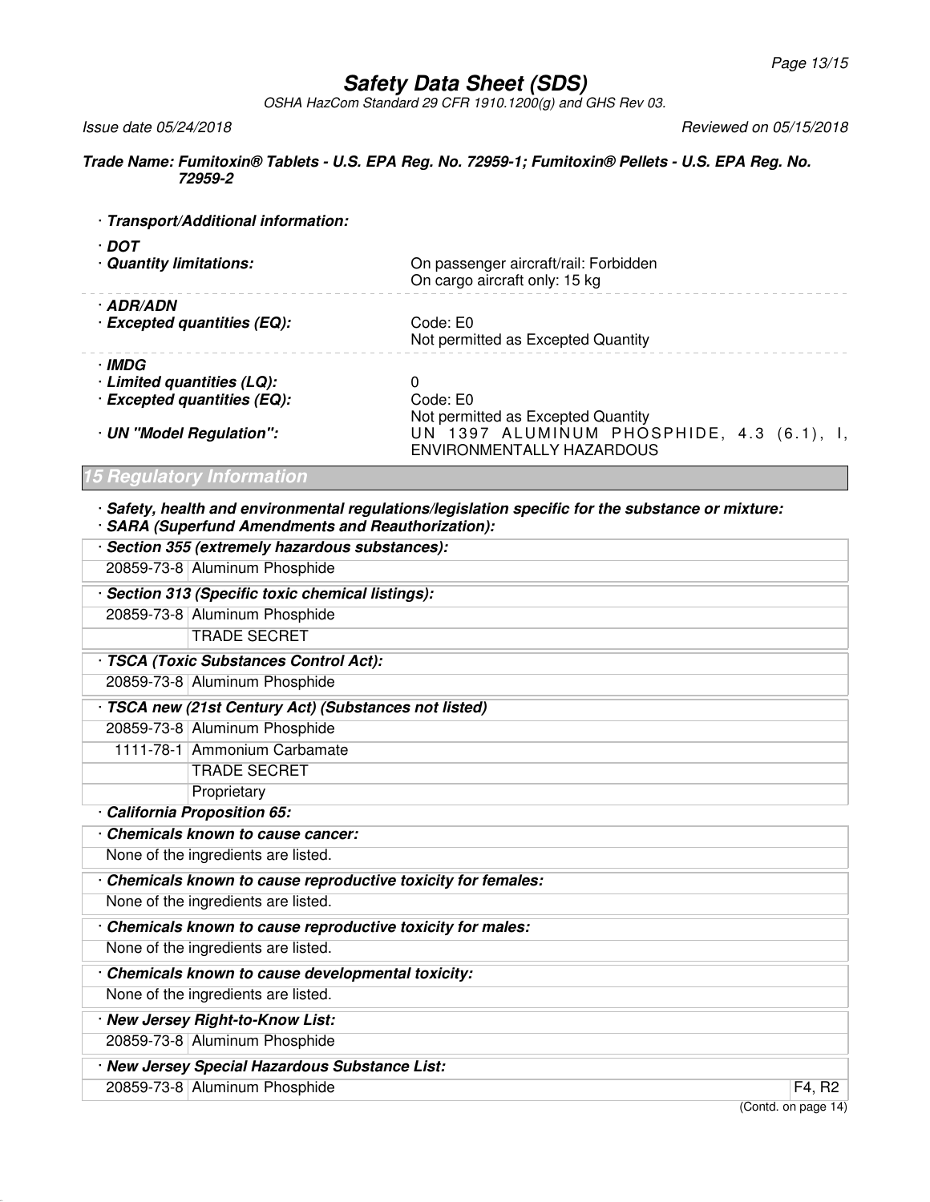# Safety Data Sheet (SDS)

*OSHA HazCom Standard 29 CFR 1910.1200(g) and GHS Rev 03.*

*Issue date 05/24/2018* *Reviewed on 05/15/2018*

***Trade Name: Fumitoxin® Tablets - U.S. EPA Reg. No. 72959-1; Fumitoxin® Pellets - U.S. EPA Reg. No. 72959-2***

**· Transport/Additional information:**

**· DOT**

| | |
|---|---|
| **· Quantity limitations:** | On passenger aircraft/rail: Forbidden<br>On cargo aircraft only: 15 kg |

**· ADR/ADN**

| | |
|---|---|
| **· Excepted quantities (EQ):** | Code: E0<br>Not permitted as Excepted Quantity |

**· IMDG**

| | |
|---|---|
| **· Limited quantities (LQ):** | 0 |
| **· Excepted quantities (EQ):** | Code: E0<br>Not permitted as Excepted Quantity |
| **· UN "Model Regulation":** | UN 1397 ALUMINUM PHOSPHIDE, 4.3 (6.1), I, ENVIRONMENTALLY HAZARDOUS |

## 15 Regulatory Information

**· Safety, health and environmental regulations/legislation specific for the substance or mixture:**
**· SARA (Superfund Amendments and Reauthorization):**

| **· Section 355 (extremely hazardous substances):** | |
|---|---|
| 20859-73-8 | Aluminum Phosphide |

| **· Section 313 (Specific toxic chemical listings):** | |
|---|---|
| 20859-73-8 | Aluminum Phosphide |
| | TRADE SECRET |

| **· TSCA (Toxic Substances Control Act):** | |
|---|---|
| 20859-73-8 | Aluminum Phosphide |

| **· TSCA new (21st Century Act) (Substances not listed)** | |
|---|---|
| 20859-73-8 | Aluminum Phosphide |
| 1111-78-1 | Ammonium Carbamate |
| | TRADE SECRET |
| | Proprietary |

**· California Proposition 65:**

| **· Chemicals known to cause cancer:** |
|---|
| None of the ingredients are listed. |

| **· Chemicals known to cause reproductive toxicity for females:** |
|---|
| None of the ingredients are listed. |

| **· Chemicals known to cause reproductive toxicity for males:** |
|---|
| None of the ingredients are listed. |

| **· Chemicals known to cause developmental toxicity:** |
|---|
| None of the ingredients are listed. |

| **· New Jersey Right-to-Know List:** | |
|---|---|
| 20859-73-8 | Aluminum Phosphide |

| **· New Jersey Special Hazardous Substance List:** | | |
|---|---|---|
| 20859-73-8 | Aluminum Phosphide | F4, R2 |

(Contd. on page 14)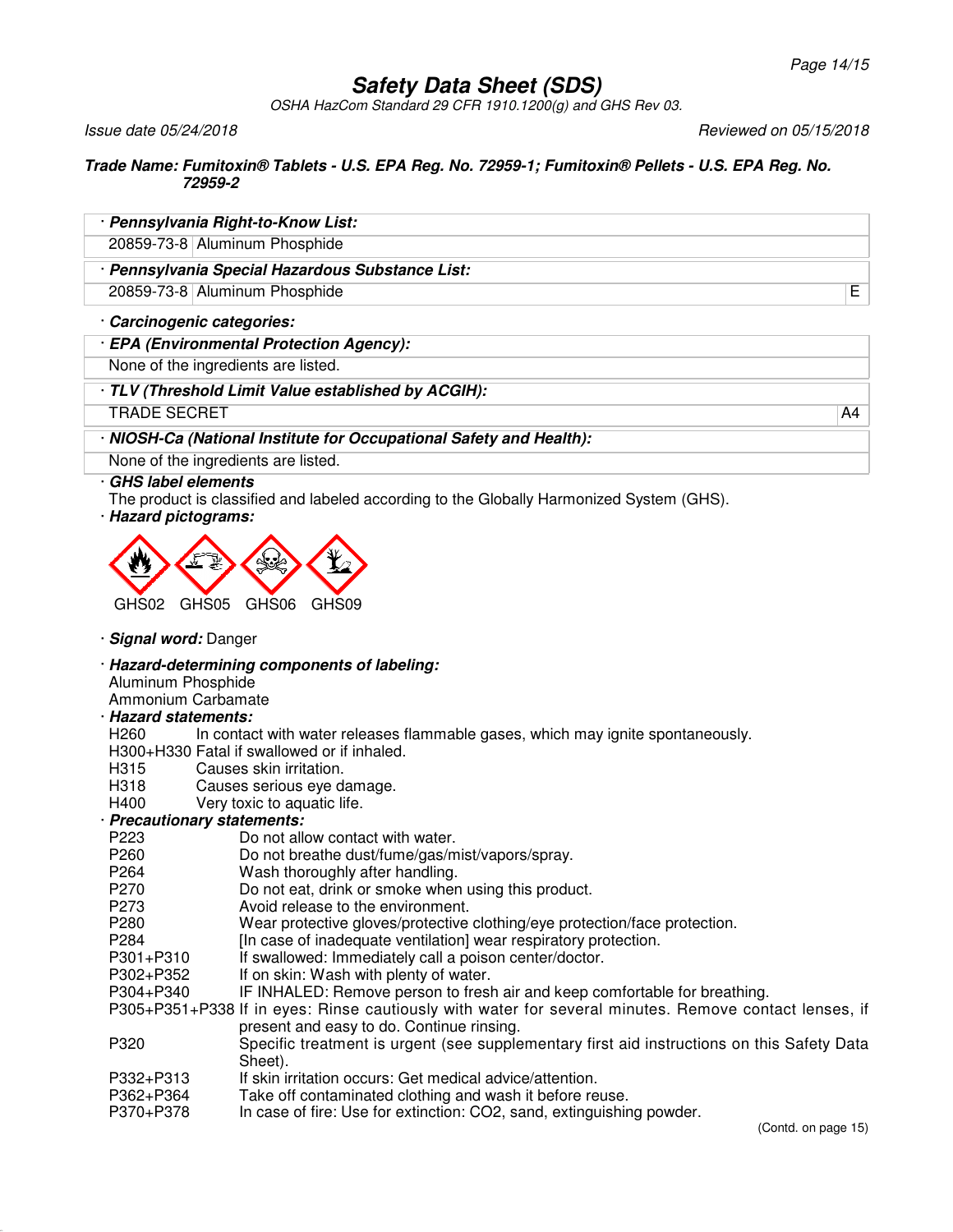# Safety Data Sheet (SDS)

OSHA HazCom Standard 29 CFR 1910.1200(g) and GHS Rev 03.

Issue date 05/24/2018 | Reviewed on 05/15/2018

**Trade Name: Fumitoxin® Tablets - U.S. EPA Reg. No. 72959-1; Fumitoxin® Pellets - U.S. EPA Reg. No. 72959-2**

· **Pennsylvania Right-to-Know List:**

| | | |
|---|---|---|
| 20859-73-8 | Aluminum Phosphide | |

· **Pennsylvania Special Hazardous Substance List:**

| | | |
|---|---|---|
| 20859-73-8 | Aluminum Phosphide | E |

· **Carcinogenic categories:**

· **EPA (Environmental Protection Agency):**

None of the ingredients are listed.

· **TLV (Threshold Limit Value established by ACGIH):**

| | |
|---|---|
| TRADE SECRET | A4 |

· **NIOSH-Ca (National Institute for Occupational Safety and Health):**

None of the ingredients are listed.

· **GHS label elements**

The product is classified and labeled according to the Globally Harmonized System (GHS).

· **Hazard pictograms:**

GHS02 GHS05 GHS06 GHS09

· **Signal word:** Danger

· **Hazard-determining components of labeling:**

Aluminum Phosphide
Ammonium Carbamate

· **Hazard statements:**

- H260 In contact with water releases flammable gases, which may ignite spontaneously.
- H300+H330 Fatal if swallowed or if inhaled.
- H315 Causes skin irritation.
- H318 Causes serious eye damage.
- H400 Very toxic to aquatic life.

· **Precautionary statements:**

- P223 Do not allow contact with water.
- P260 Do not breathe dust/fume/gas/mist/vapors/spray.
- P264 Wash thoroughly after handling.
- P270 Do not eat, drink or smoke when using this product.
- P273 Avoid release to the environment.
- P280 Wear protective gloves/protective clothing/eye protection/face protection.
- P284 [In case of inadequate ventilation] wear respiratory protection.
- P301+P310 If swallowed: Immediately call a poison center/doctor.
- P302+P352 If on skin: Wash with plenty of water.
- P304+P340 IF INHALED: Remove person to fresh air and keep comfortable for breathing.
- P305+P351+P338 If in eyes: Rinse cautiously with water for several minutes. Remove contact lenses, if present and easy to do. Continue rinsing.
- P320 Specific treatment is urgent (see supplementary first aid instructions on this Safety Data Sheet).
- P332+P313 If skin irritation occurs: Get medical advice/attention.
- P362+P364 Take off contaminated clothing and wash it before reuse.
- P370+P378 In case of fire: Use for extinction: CO2, sand, extinguishing powder.

(Contd. on page 15)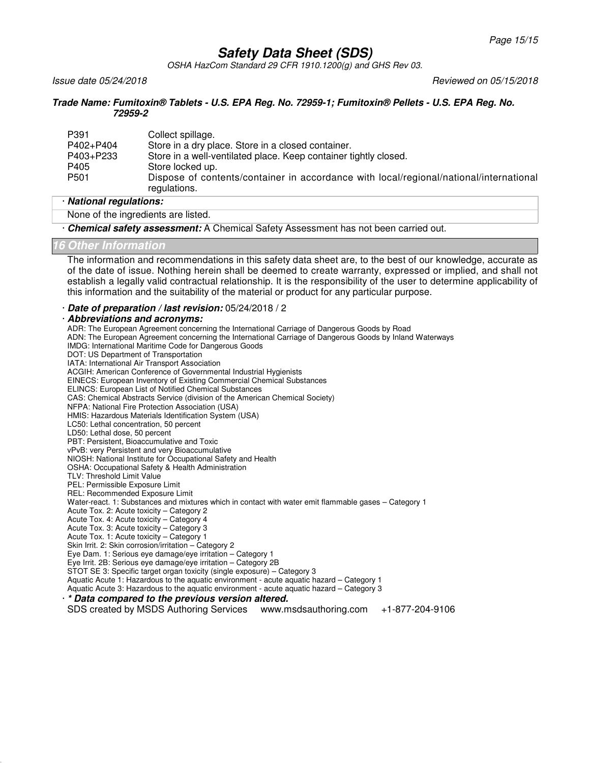| | |
|---|---|
| P391 | Collect spillage. |
| P402+P404 | Store in a dry place. Store in a closed container. |
| P403+P233 | Store in a well-ventilated place. Keep container tightly closed. |
| P405 | Store locked up. |
| P501 | Dispose of contents/container in accordance with local/regional/national/international regulations. |

· **National regulations:**

None of the ingredients are listed.

· **Chemical safety assessment:** A Chemical Safety Assessment has not been carried out.

## 16 Other Information

The information and recommendations in this safety data sheet are, to the best of our knowledge, accurate as of the date of issue. Nothing herein shall be deemed to create warranty, expressed or implied, and shall not establish a legally valid contractual relationship. It is the responsibility of the user to determine applicability of this information and the suitability of the material or product for any particular purpose.

· **Date of preparation / last revision:** 05/24/2018 / 2

· **Abbreviations and acronyms:**

ADR: The European Agreement concerning the International Carriage of Dangerous Goods by Road
ADN: The European Agreement concerning the International Carriage of Dangerous Goods by Inland Waterways
IMDG: International Maritime Code for Dangerous Goods
DOT: US Department of Transportation
IATA: International Air Transport Association
ACGIH: American Conference of Governmental Industrial Hygienists
EINECS: European Inventory of Existing Commercial Chemical Substances
ELINCS: European List of Notified Chemical Substances
CAS: Chemical Abstracts Service (division of the American Chemical Society)
NFPA: National Fire Protection Association (USA)
HMIS: Hazardous Materials Identification System (USA)
LC50: Lethal concentration, 50 percent
LD50: Lethal dose, 50 percent
PBT: Persistent, Bioaccumulative and Toxic
vPvB: very Persistent and very Bioaccumulative
NIOSH: National Institute for Occupational Safety and Health
OSHA: Occupational Safety & Health Administration
TLV: Threshold Limit Value
PEL: Permissible Exposure Limit
REL: Recommended Exposure Limit
Water-react. 1: Substances and mixtures which in contact with water emit flammable gases – Category 1
Acute Tox. 2: Acute toxicity – Category 2
Acute Tox. 4: Acute toxicity – Category 4
Acute Tox. 3: Acute toxicity – Category 3
Acute Tox. 1: Acute toxicity – Category 1
Skin Irrit. 2: Skin corrosion/irritation – Category 2
Eye Dam. 1: Serious eye damage/eye irritation – Category 1
Eye Irrit. 2B: Serious eye damage/eye irritation – Category 2B
STOT SE 3: Specific target organ toxicity (single exposure) – Category 3
Aquatic Acute 1: Hazardous to the aquatic environment - acute aquatic hazard – Category 1
Aquatic Acute 3: Hazardous to the aquatic environment - acute aquatic hazard – Category 3

· *** Data compared to the previous version altered.**

SDS created by MSDS Authoring Services www.msdsauthoring.com +1-877-204-9106